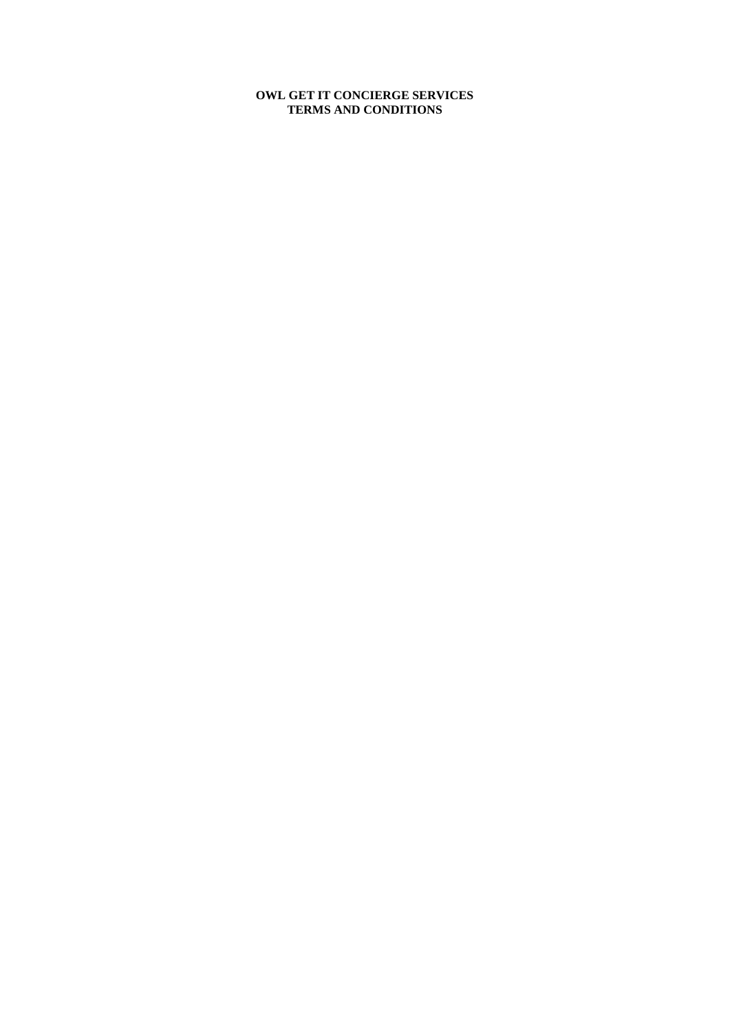# OWL GET IT CONCIERGE SERVICES
# TERMS AND CONDITIONS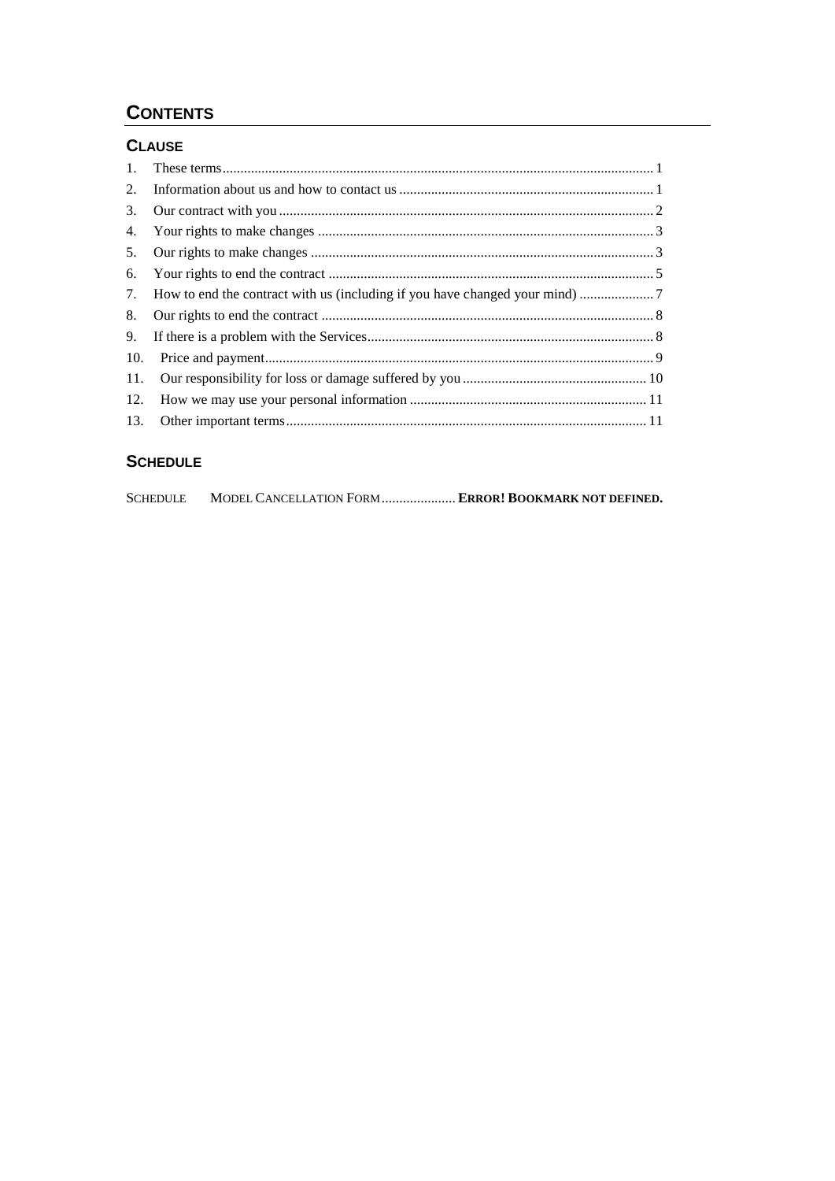# CONTENTS

## CLAUSE

1. These terms ........................................................................................................ 1
2. Information about us and how to contact us ....................................................................... 1
3. Our contract with you ........................................................................................................ 2
4. Your rights to make changes ............................................................................................. 3
5. Our rights to make changes ............................................................................................... 3
6. Your rights to end the contract .......................................................................................... 5
7. How to end the contract with us (including if you have changed your mind) ..................... 7
8. Our rights to end the contract ............................................................................................ 8
9. If there is a problem with the Services ................................................................................ 8
10. Price and payment ............................................................................................................ 9
11. Our responsibility for loss or damage suffered by you .................................................... 10
12. How we may use your personal information .................................................................. 11
13. Other important terms .................................................................................................... 11

## SCHEDULE

SCHEDULE MODEL CANCELLATION FORM ..................... **ERROR! BOOKMARK NOT DEFINED.**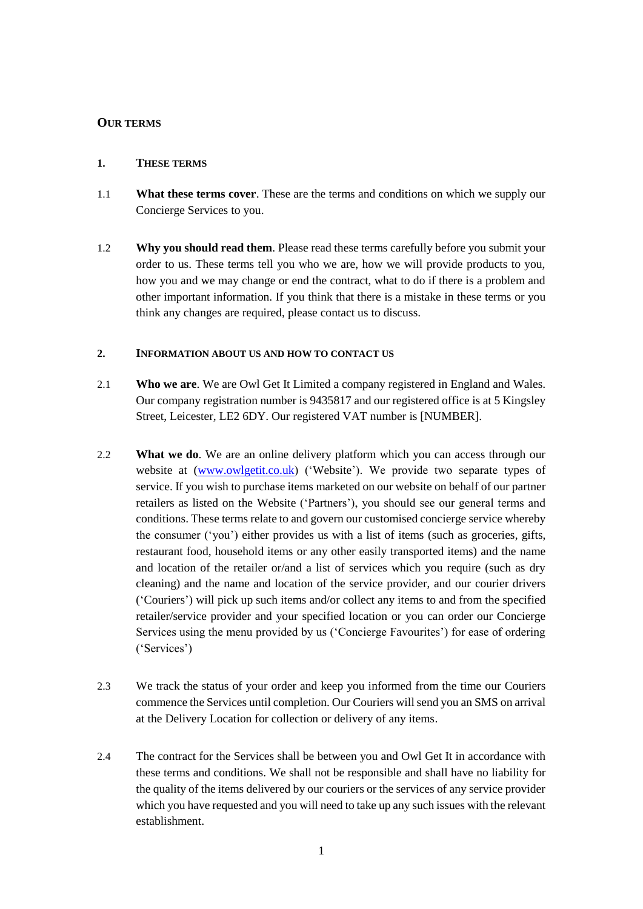## OUR TERMS

### 1. THESE TERMS

1.1 **What these terms cover**. These are the terms and conditions on which we supply our Concierge Services to you.

1.2 **Why you should read them**. Please read these terms carefully before you submit your order to us. These terms tell you who we are, how we will provide products to you, how you and we may change or end the contract, what to do if there is a problem and other important information. If you think that there is a mistake in these terms or you think any changes are required, please contact us to discuss.

### 2. INFORMATION ABOUT US AND HOW TO CONTACT US

2.1 **Who we are**. We are Owl Get It Limited a company registered in England and Wales. Our company registration number is 9435817 and our registered office is at 5 Kingsley Street, Leicester, LE2 6DY. Our registered VAT number is [NUMBER].

2.2 **What we do**. We are an online delivery platform which you can access through our website at (www.owlgetit.co.uk) ('Website'). We provide two separate types of service. If you wish to purchase items marketed on our website on behalf of our partner retailers as listed on the Website ('Partners'), you should see our general terms and conditions. These terms relate to and govern our customised concierge service whereby the consumer ('you') either provides us with a list of items (such as groceries, gifts, restaurant food, household items or any other easily transported items) and the name and location of the retailer or/and a list of services which you require (such as dry cleaning) and the name and location of the service provider, and our courier drivers ('Couriers') will pick up such items and/or collect any items to and from the specified retailer/service provider and your specified location or you can order our Concierge Services using the menu provided by us ('Concierge Favourites') for ease of ordering ('Services')

2.3 We track the status of your order and keep you informed from the time our Couriers commence the Services until completion. Our Couriers will send you an SMS on arrival at the Delivery Location for collection or delivery of any items.

2.4 The contract for the Services shall be between you and Owl Get It in accordance with these terms and conditions. We shall not be responsible and shall have no liability for the quality of the items delivered by our couriers or the services of any service provider which you have requested and you will need to take up any such issues with the relevant establishment.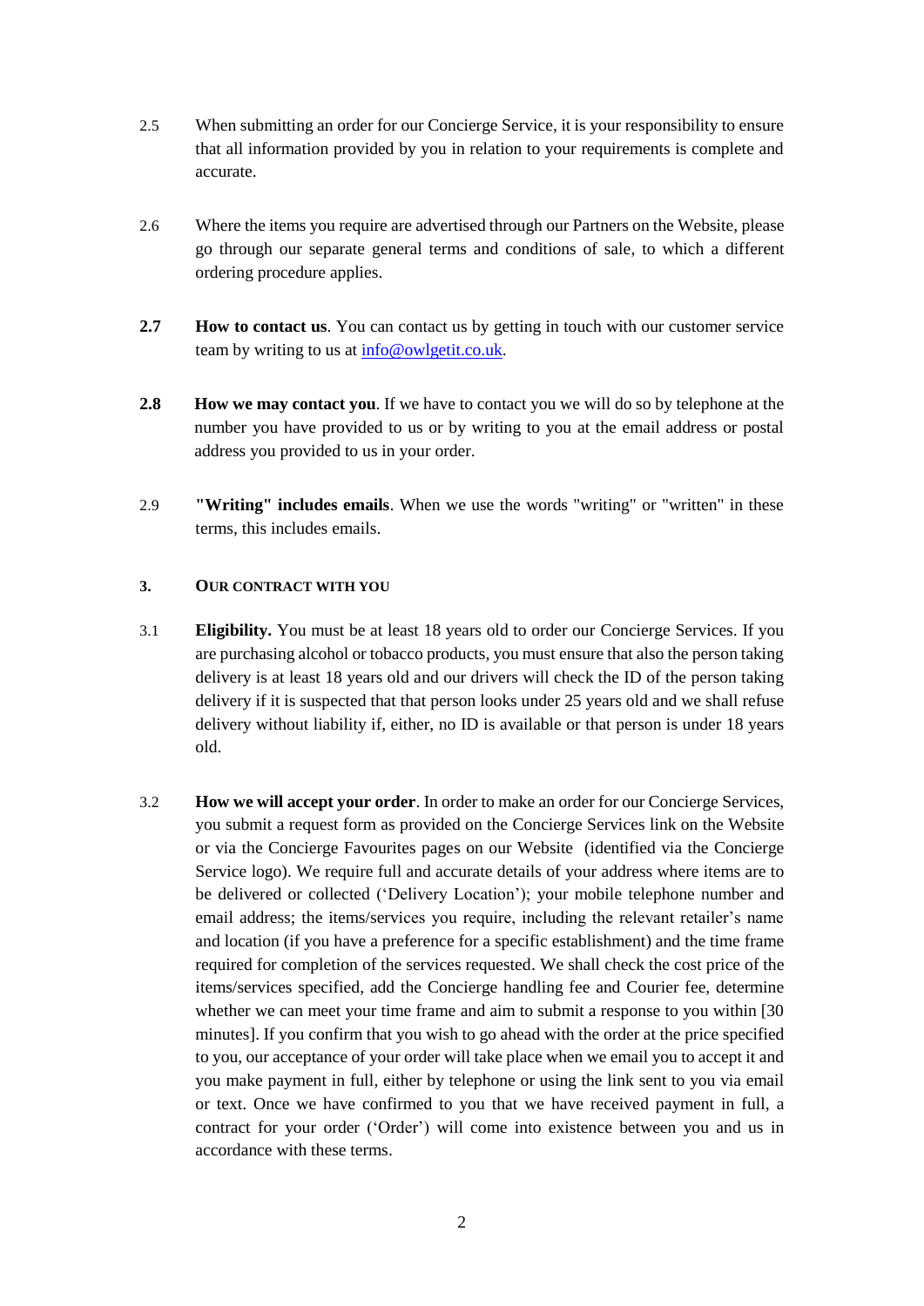2.5 When submitting an order for our Concierge Service, it is your responsibility to ensure that all information provided by you in relation to your requirements is complete and accurate.

2.6 Where the items you require are advertised through our Partners on the Website, please go through our separate general terms and conditions of sale, to which a different ordering procedure applies.

**2.7** **How to contact us**. You can contact us by getting in touch with our customer service team by writing to us at [info@owlgetit.co.uk](mailto:info@owlgetit.co.uk).

**2.8** **How we may contact you**. If we have to contact you we will do so by telephone at the number you have provided to us or by writing to you at the email address or postal address you provided to us in your order.

2.9 **"Writing" includes emails**. When we use the words "writing" or "written" in these terms, this includes emails.

## 3. OUR CONTRACT WITH YOU

3.1 **Eligibility.** You must be at least 18 years old to order our Concierge Services. If you are purchasing alcohol or tobacco products, you must ensure that also the person taking delivery is at least 18 years old and our drivers will check the ID of the person taking delivery if it is suspected that that person looks under 25 years old and we shall refuse delivery without liability if, either, no ID is available or that person is under 18 years old.

3.2 **How we will accept your order**. In order to make an order for our Concierge Services, you submit a request form as provided on the Concierge Services link on the Website or via the Concierge Favourites pages on our Website (identified via the Concierge Service logo). We require full and accurate details of your address where items are to be delivered or collected ('Delivery Location'); your mobile telephone number and email address; the items/services you require, including the relevant retailer's name and location (if you have a preference for a specific establishment) and the time frame required for completion of the services requested. We shall check the cost price of the items/services specified, add the Concierge handling fee and Courier fee, determine whether we can meet your time frame and aim to submit a response to you within [30 minutes]. If you confirm that you wish to go ahead with the order at the price specified to you, our acceptance of your order will take place when we email you to accept it and you make payment in full, either by telephone or using the link sent to you via email or text. Once we have confirmed to you that we have received payment in full, a contract for your order ('Order') will come into existence between you and us in accordance with these terms.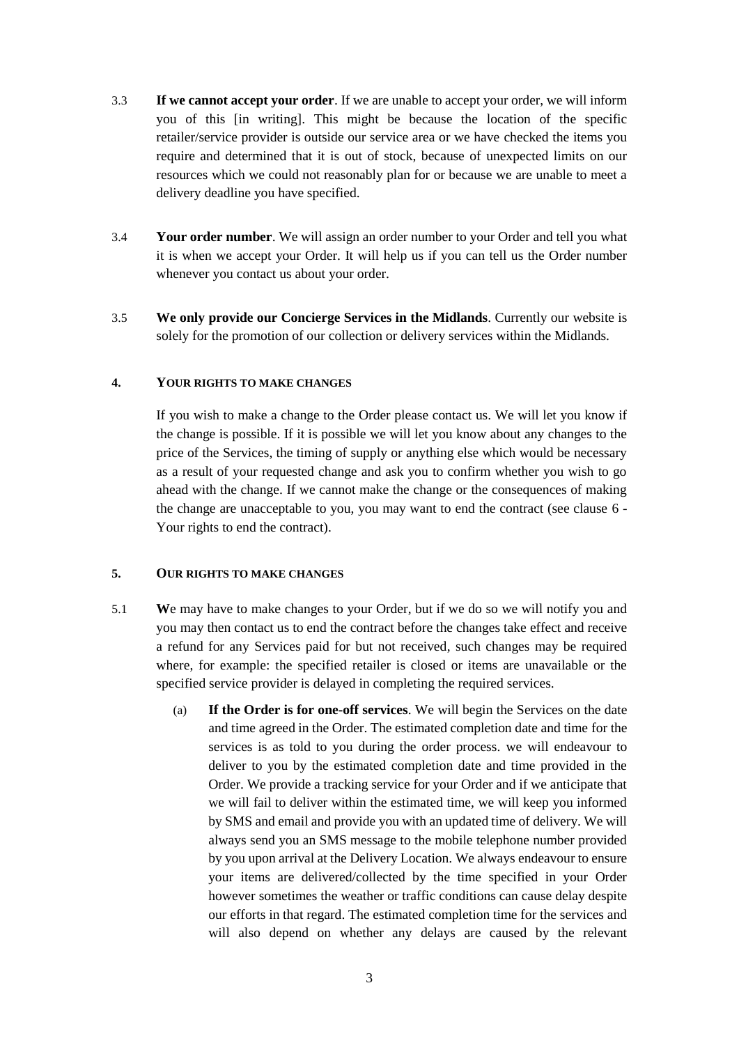3.3 **If we cannot accept your order**. If we are unable to accept your order, we will inform you of this [in writing]. This might be because the location of the specific retailer/service provider is outside our service area or we have checked the items you require and determined that it is out of stock, because of unexpected limits on our resources which we could not reasonably plan for or because we are unable to meet a delivery deadline you have specified.

3.4 **Your order number**. We will assign an order number to your Order and tell you what it is when we accept your Order. It will help us if you can tell us the Order number whenever you contact us about your order.

3.5 **We only provide our Concierge Services in the Midlands**. Currently our website is solely for the promotion of our collection or delivery services within the Midlands.

## 4. YOUR RIGHTS TO MAKE CHANGES

If you wish to make a change to the Order please contact us. We will let you know if the change is possible. If it is possible we will let you know about any changes to the price of the Services, the timing of supply or anything else which would be necessary as a result of your requested change and ask you to confirm whether you wish to go ahead with the change. If we cannot make the change or the consequences of making the change are unacceptable to you, you may want to end the contract (see clause 6 - Your rights to end the contract).

## 5. OUR RIGHTS TO MAKE CHANGES

5.1 **W**e may have to make changes to your Order, but if we do so we will notify you and you may then contact us to end the contract before the changes take effect and receive a refund for any Services paid for but not received, such changes may be required where, for example: the specified retailer is closed or items are unavailable or the specified service provider is delayed in completing the required services.

(a) **If the Order is for one-off services**. We will begin the Services on the date and time agreed in the Order. The estimated completion date and time for the services is as told to you during the order process. we will endeavour to deliver to you by the estimated completion date and time provided in the Order. We provide a tracking service for your Order and if we anticipate that we will fail to deliver within the estimated time, we will keep you informed by SMS and email and provide you with an updated time of delivery. We will always send you an SMS message to the mobile telephone number provided by you upon arrival at the Delivery Location. We always endeavour to ensure your items are delivered/collected by the time specified in your Order however sometimes the weather or traffic conditions can cause delay despite our efforts in that regard. The estimated completion time for the services and will also depend on whether any delays are caused by the relevant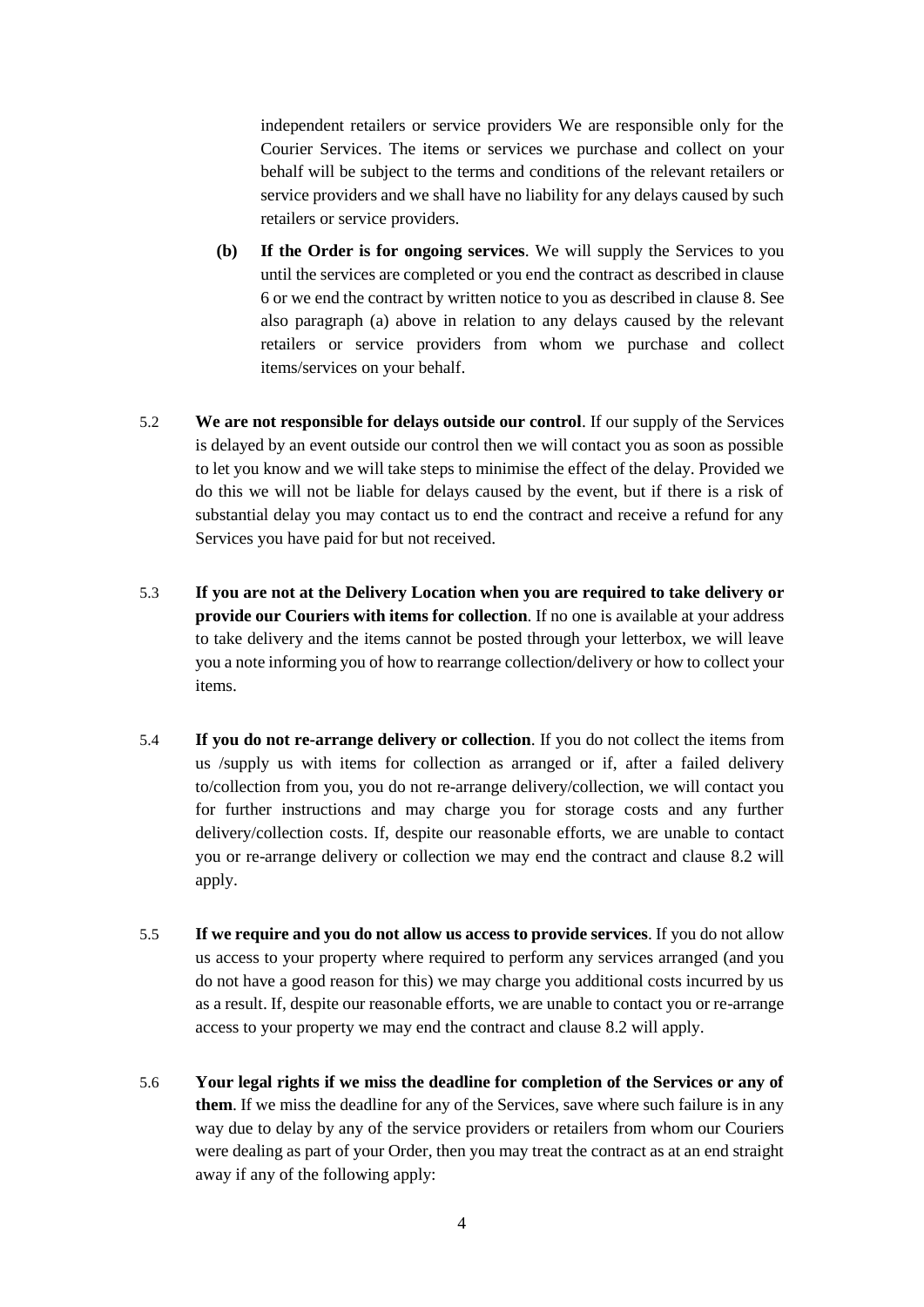independent retailers or service providers We are responsible only for the Courier Services. The items or services we purchase and collect on your behalf will be subject to the terms and conditions of the relevant retailers or service providers and we shall have no liability for any delays caused by such retailers or service providers.

**(b) If the Order is for ongoing services**. We will supply the Services to you until the services are completed or you end the contract as described in clause 6 or we end the contract by written notice to you as described in clause 8. See also paragraph (a) above in relation to any delays caused by the relevant retailers or service providers from whom we purchase and collect items/services on your behalf.

5.2 **We are not responsible for delays outside our control**. If our supply of the Services is delayed by an event outside our control then we will contact you as soon as possible to let you know and we will take steps to minimise the effect of the delay. Provided we do this we will not be liable for delays caused by the event, but if there is a risk of substantial delay you may contact us to end the contract and receive a refund for any Services you have paid for but not received.

5.3 **If you are not at the Delivery Location when you are required to take delivery or provide our Couriers with items for collection**. If no one is available at your address to take delivery and the items cannot be posted through your letterbox, we will leave you a note informing you of how to rearrange collection/delivery or how to collect your items.

5.4 **If you do not re-arrange delivery or collection**. If you do not collect the items from us /supply us with items for collection as arranged or if, after a failed delivery to/collection from you, you do not re-arrange delivery/collection, we will contact you for further instructions and may charge you for storage costs and any further delivery/collection costs. If, despite our reasonable efforts, we are unable to contact you or re-arrange delivery or collection we may end the contract and clause 8.2 will apply.

5.5 **If we require and you do not allow us access to provide services**. If you do not allow us access to your property where required to perform any services arranged (and you do not have a good reason for this) we may charge you additional costs incurred by us as a result. If, despite our reasonable efforts, we are unable to contact you or re-arrange access to your property we may end the contract and clause 8.2 will apply.

5.6 **Your legal rights if we miss the deadline for completion of the Services or any of them**. If we miss the deadline for any of the Services, save where such failure is in any way due to delay by any of the service providers or retailers from whom our Couriers were dealing as part of your Order, then you may treat the contract as at an end straight away if any of the following apply: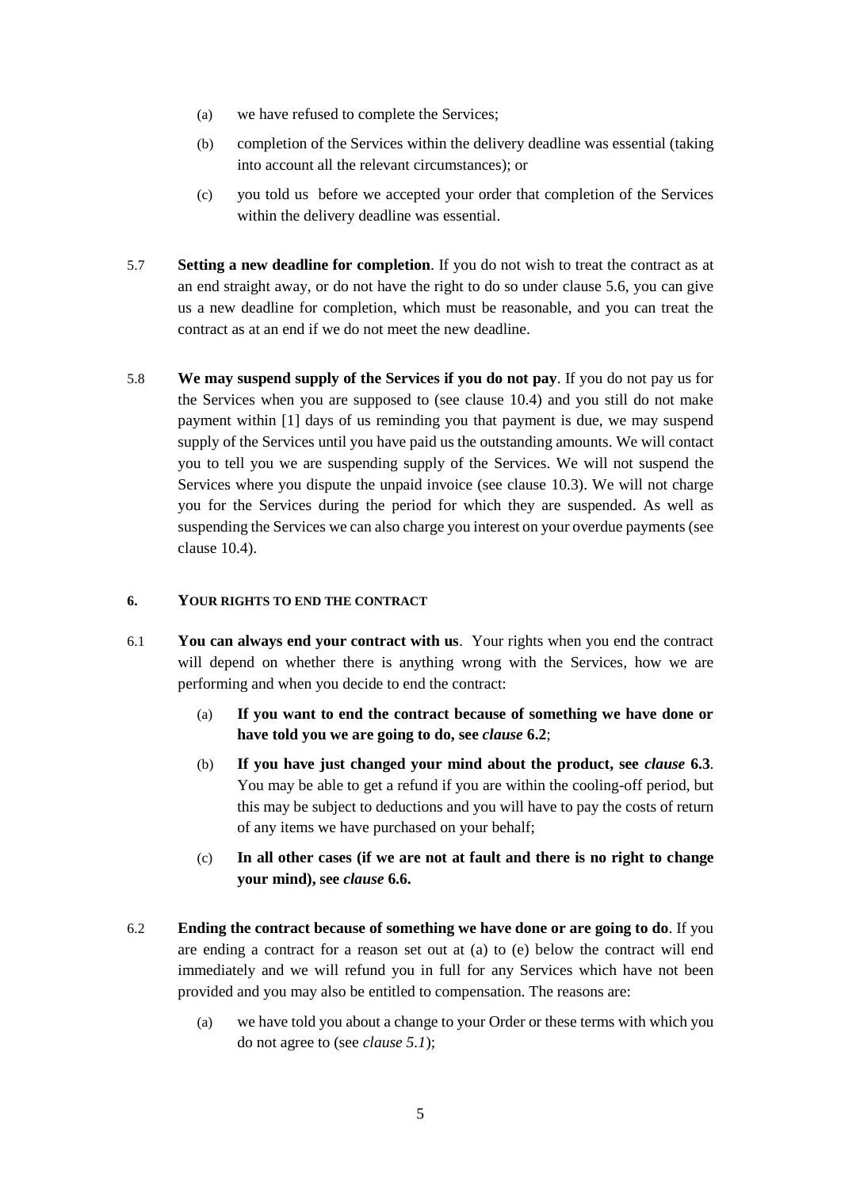(a) we have refused to complete the Services;

(b) completion of the Services within the delivery deadline was essential (taking into account all the relevant circumstances); or

(c) you told us before we accepted your order that completion of the Services within the delivery deadline was essential.

5.7 **Setting a new deadline for completion**. If you do not wish to treat the contract as at an end straight away, or do not have the right to do so under clause 5.6, you can give us a new deadline for completion, which must be reasonable, and you can treat the contract as at an end if we do not meet the new deadline.

5.8 **We may suspend supply of the Services if you do not pay**. If you do not pay us for the Services when you are supposed to (see clause 10.4) and you still do not make payment within [1] days of us reminding you that payment is due, we may suspend supply of the Services until you have paid us the outstanding amounts. We will contact you to tell you we are suspending supply of the Services. We will not suspend the Services where you dispute the unpaid invoice (see clause 10.3). We will not charge you for the Services during the period for which they are suspended. As well as suspending the Services we can also charge you interest on your overdue payments (see clause 10.4).

## 6. YOUR RIGHTS TO END THE CONTRACT

6.1 **You can always end your contract with us**. Your rights when you end the contract will depend on whether there is anything wrong with the Services, how we are performing and when you decide to end the contract:

(a) **If you want to end the contract because of something we have done or have told you we are going to do, see *clause* 6.2**;

(b) **If you have just changed your mind about the product, see *clause* 6.3**. You may be able to get a refund if you are within the cooling-off period, but this may be subject to deductions and you will have to pay the costs of return of any items we have purchased on your behalf;

(c) **In all other cases (if we are not at fault and there is no right to change your mind), see *clause* 6.6.**

6.2 **Ending the contract because of something we have done or are going to do**. If you are ending a contract for a reason set out at (a) to (e) below the contract will end immediately and we will refund you in full for any Services which have not been provided and you may also be entitled to compensation. The reasons are:

(a) we have told you about a change to your Order or these terms with which you do not agree to (see *clause 5.1*);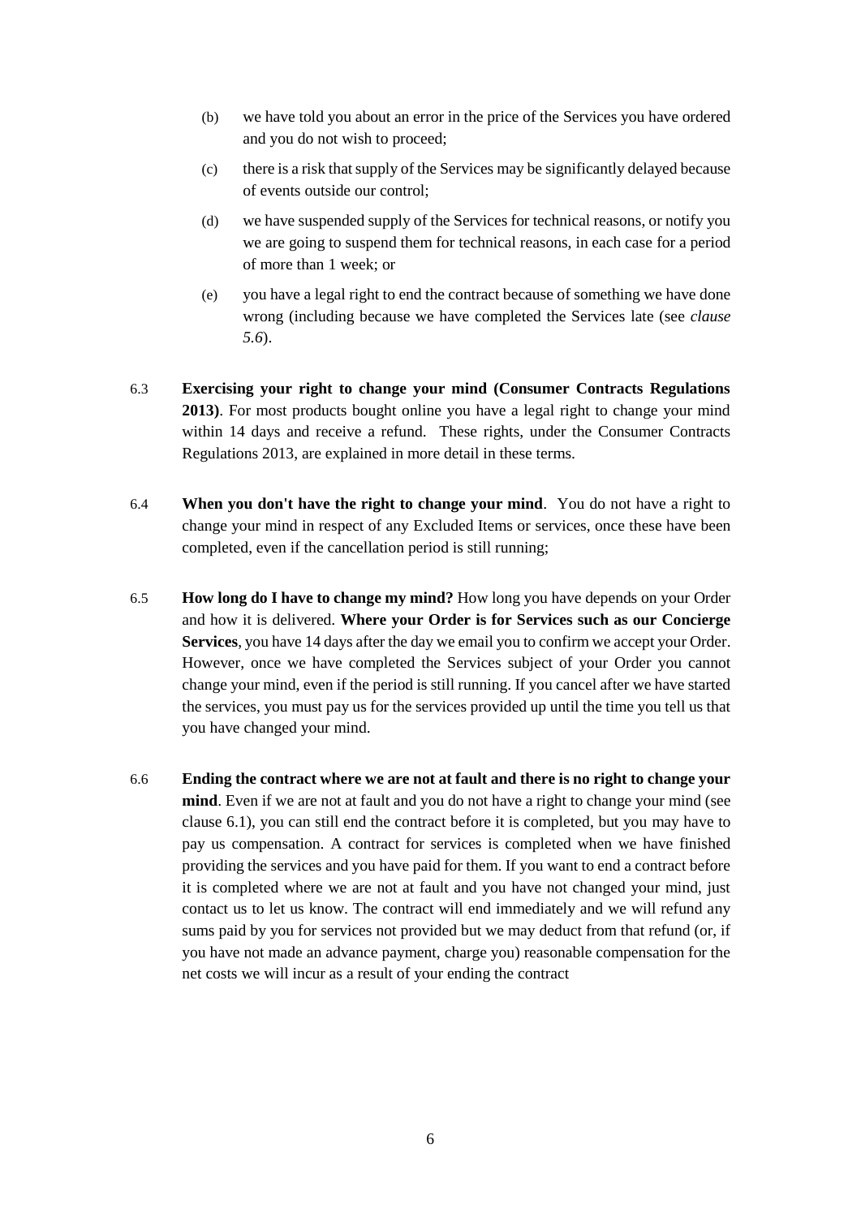(b) we have told you about an error in the price of the Services you have ordered and you do not wish to proceed;

(c) there is a risk that supply of the Services may be significantly delayed because of events outside our control;

(d) we have suspended supply of the Services for technical reasons, or notify you we are going to suspend them for technical reasons, in each case for a period of more than 1 week; or

(e) you have a legal right to end the contract because of something we have done wrong (including because we have completed the Services late (see *clause 5.6*).

6.3 **Exercising your right to change your mind (Consumer Contracts Regulations 2013)**. For most products bought online you have a legal right to change your mind within 14 days and receive a refund. These rights, under the Consumer Contracts Regulations 2013, are explained in more detail in these terms.

6.4 **When you don't have the right to change your mind**. You do not have a right to change your mind in respect of any Excluded Items or services, once these have been completed, even if the cancellation period is still running;

6.5 **How long do I have to change my mind?** How long you have depends on your Order and how it is delivered. **Where your Order is for Services such as our Concierge Services**, you have 14 days after the day we email you to confirm we accept your Order. However, once we have completed the Services subject of your Order you cannot change your mind, even if the period is still running. If you cancel after we have started the services, you must pay us for the services provided up until the time you tell us that you have changed your mind.

6.6 **Ending the contract where we are not at fault and there is no right to change your mind**. Even if we are not at fault and you do not have a right to change your mind (see clause 6.1), you can still end the contract before it is completed, but you may have to pay us compensation. A contract for services is completed when we have finished providing the services and you have paid for them. If you want to end a contract before it is completed where we are not at fault and you have not changed your mind, just contact us to let us know. The contract will end immediately and we will refund any sums paid by you for services not provided but we may deduct from that refund (or, if you have not made an advance payment, charge you) reasonable compensation for the net costs we will incur as a result of your ending the contract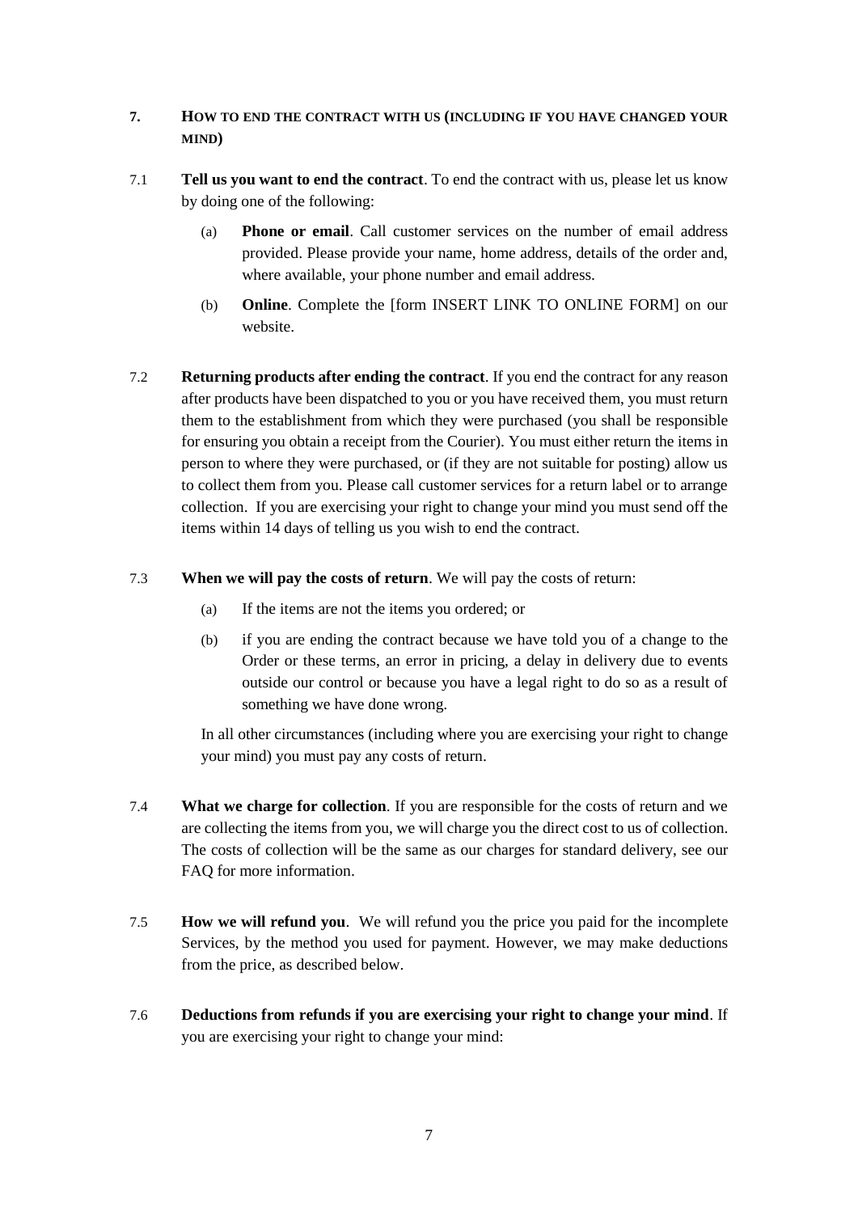## 7. HOW TO END THE CONTRACT WITH US (INCLUDING IF YOU HAVE CHANGED YOUR MIND)

7.1 **Tell us you want to end the contract**. To end the contract with us, please let us know by doing one of the following:

(a) **Phone or email**. Call customer services on the number of email address provided. Please provide your name, home address, details of the order and, where available, your phone number and email address.

(b) **Online**. Complete the [form INSERT LINK TO ONLINE FORM] on our website.

7.2 **Returning products after ending the contract**. If you end the contract for any reason after products have been dispatched to you or you have received them, you must return them to the establishment from which they were purchased (you shall be responsible for ensuring you obtain a receipt from the Courier). You must either return the items in person to where they were purchased, or (if they are not suitable for posting) allow us to collect them from you. Please call customer services for a return label or to arrange collection. If you are exercising your right to change your mind you must send off the items within 14 days of telling us you wish to end the contract.

7.3 **When we will pay the costs of return**. We will pay the costs of return:

(a) If the items are not the items you ordered; or

(b) if you are ending the contract because we have told you of a change to the Order or these terms, an error in pricing, a delay in delivery due to events outside our control or because you have a legal right to do so as a result of something we have done wrong.

In all other circumstances (including where you are exercising your right to change your mind) you must pay any costs of return.

7.4 **What we charge for collection**. If you are responsible for the costs of return and we are collecting the items from you, we will charge you the direct cost to us of collection. The costs of collection will be the same as our charges for standard delivery, see our FAQ for more information.

7.5 **How we will refund you**. We will refund you the price you paid for the incomplete Services, by the method you used for payment. However, we may make deductions from the price, as described below.

7.6 **Deductions from refunds if you are exercising your right to change your mind**. If you are exercising your right to change your mind: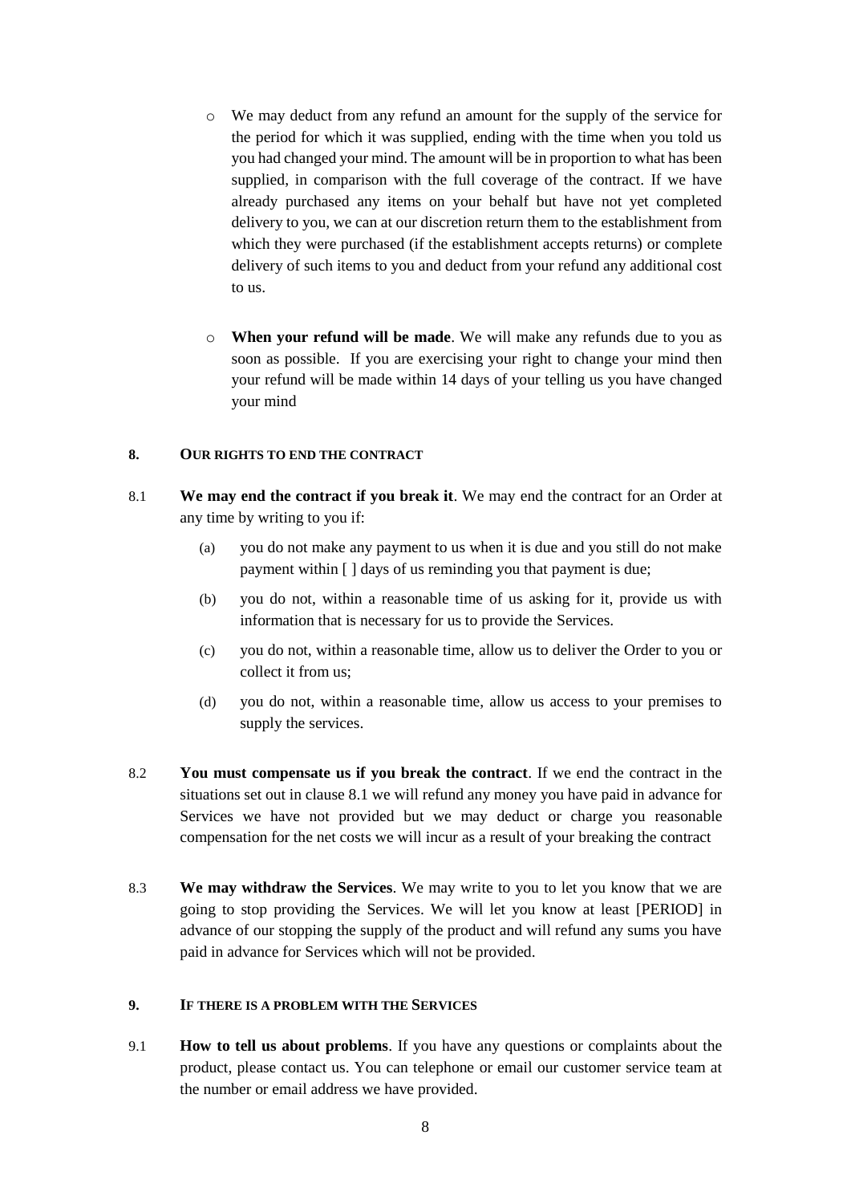- We may deduct from any refund an amount for the supply of the service for the period for which it was supplied, ending with the time when you told us you had changed your mind. The amount will be in proportion to what has been supplied, in comparison with the full coverage of the contract. If we have already purchased any items on your behalf but have not yet completed delivery to you, we can at our discretion return them to the establishment from which they were purchased (if the establishment accepts returns) or complete delivery of such items to you and deduct from your refund any additional cost to us.

- **When your refund will be made**. We will make any refunds due to you as soon as possible. If you are exercising your right to change your mind then your refund will be made within 14 days of your telling us you have changed your mind

## 8. OUR RIGHTS TO END THE CONTRACT

8.1 **We may end the contract if you break it**. We may end the contract for an Order at any time by writing to you if:

(a) you do not make any payment to us when it is due and you still do not make payment within [ ] days of us reminding you that payment is due;

(b) you do not, within a reasonable time of us asking for it, provide us with information that is necessary for us to provide the Services.

(c) you do not, within a reasonable time, allow us to deliver the Order to you or collect it from us;

(d) you do not, within a reasonable time, allow us access to your premises to supply the services.

8.2 **You must compensate us if you break the contract**. If we end the contract in the situations set out in clause 8.1 we will refund any money you have paid in advance for Services we have not provided but we may deduct or charge you reasonable compensation for the net costs we will incur as a result of your breaking the contract

8.3 **We may withdraw the Services**. We may write to you to let you know that we are going to stop providing the Services. We will let you know at least [PERIOD] in advance of our stopping the supply of the product and will refund any sums you have paid in advance for Services which will not be provided.

## 9. IF THERE IS A PROBLEM WITH THE SERVICES

9.1 **How to tell us about problems**. If you have any questions or complaints about the product, please contact us. You can telephone or email our customer service team at the number or email address we have provided.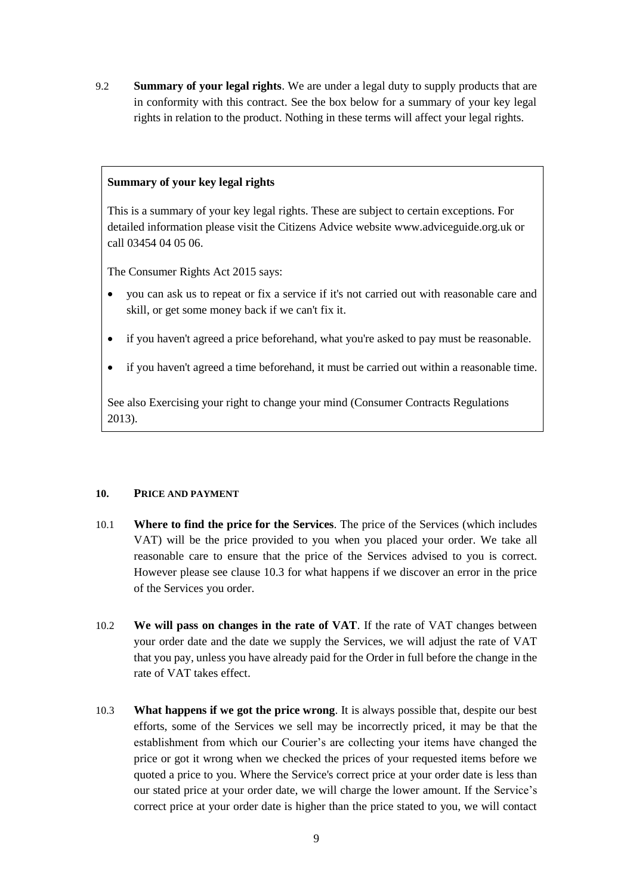9.2 **Summary of your legal rights**. We are under a legal duty to supply products that are in conformity with this contract. See the box below for a summary of your key legal rights in relation to the product. Nothing in these terms will affect your legal rights.

> **Summary of your key legal rights**
>
> This is a summary of your key legal rights. These are subject to certain exceptions. For detailed information please visit the Citizens Advice website www.adviceguide.org.uk or call 03454 04 05 06.
>
> The Consumer Rights Act 2015 says:
>
> - you can ask us to repeat or fix a service if it's not carried out with reasonable care and skill, or get some money back if we can't fix it.
> - if you haven't agreed a price beforehand, what you're asked to pay must be reasonable.
> - if you haven't agreed a time beforehand, it must be carried out within a reasonable time.
>
> See also Exercising your right to change your mind (Consumer Contracts Regulations 2013).

## 10. PRICE AND PAYMENT

10.1 **Where to find the price for the Services**. The price of the Services (which includes VAT) will be the price provided to you when you placed your order. We take all reasonable care to ensure that the price of the Services advised to you is correct. However please see clause 10.3 for what happens if we discover an error in the price of the Services you order.

10.2 **We will pass on changes in the rate of VAT**. If the rate of VAT changes between your order date and the date we supply the Services, we will adjust the rate of VAT that you pay, unless you have already paid for the Order in full before the change in the rate of VAT takes effect.

10.3 **What happens if we got the price wrong**. It is always possible that, despite our best efforts, some of the Services we sell may be incorrectly priced, it may be that the establishment from which our Courier's are collecting your items have changed the price or got it wrong when we checked the prices of your requested items before we quoted a price to you. Where the Service's correct price at your order date is less than our stated price at your order date, we will charge the lower amount. If the Service's correct price at your order date is higher than the price stated to you, we will contact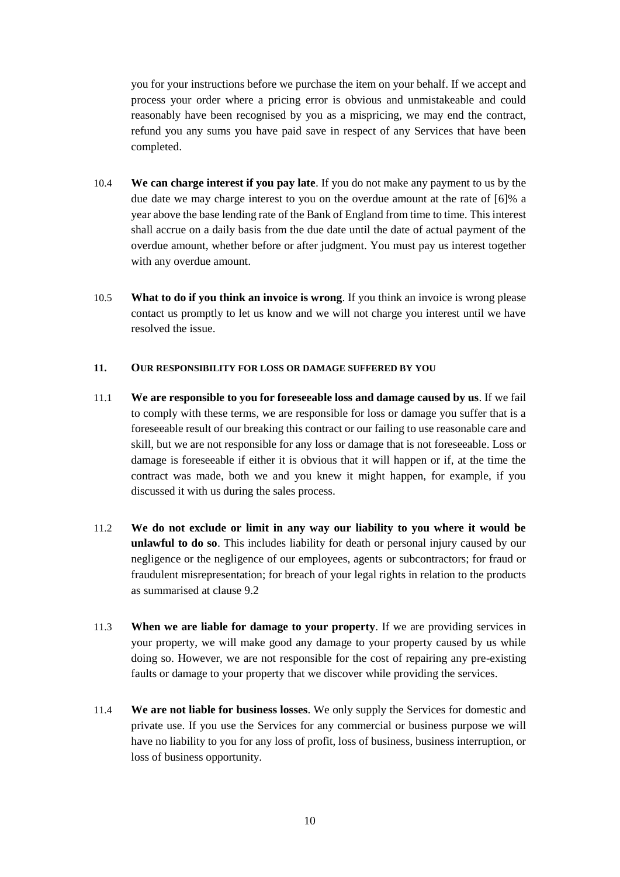you for your instructions before we purchase the item on your behalf. If we accept and process your order where a pricing error is obvious and unmistakeable and could reasonably have been recognised by you as a mispricing, we may end the contract, refund you any sums you have paid save in respect of any Services that have been completed.

10.4 **We can charge interest if you pay late**. If you do not make any payment to us by the due date we may charge interest to you on the overdue amount at the rate of [6]% a year above the base lending rate of the Bank of England from time to time. This interest shall accrue on a daily basis from the due date until the date of actual payment of the overdue amount, whether before or after judgment. You must pay us interest together with any overdue amount.

10.5 **What to do if you think an invoice is wrong**. If you think an invoice is wrong please contact us promptly to let us know and we will not charge you interest until we have resolved the issue.

## 11. OUR RESPONSIBILITY FOR LOSS OR DAMAGE SUFFERED BY YOU

11.1 **We are responsible to you for foreseeable loss and damage caused by us**. If we fail to comply with these terms, we are responsible for loss or damage you suffer that is a foreseeable result of our breaking this contract or our failing to use reasonable care and skill, but we are not responsible for any loss or damage that is not foreseeable. Loss or damage is foreseeable if either it is obvious that it will happen or if, at the time the contract was made, both we and you knew it might happen, for example, if you discussed it with us during the sales process.

11.2 **We do not exclude or limit in any way our liability to you where it would be unlawful to do so**. This includes liability for death or personal injury caused by our negligence or the negligence of our employees, agents or subcontractors; for fraud or fraudulent misrepresentation; for breach of your legal rights in relation to the products as summarised at clause 9.2

11.3 **When we are liable for damage to your property**. If we are providing services in your property, we will make good any damage to your property caused by us while doing so. However, we are not responsible for the cost of repairing any pre-existing faults or damage to your property that we discover while providing the services.

11.4 **We are not liable for business losses**. We only supply the Services for domestic and private use. If you use the Services for any commercial or business purpose we will have no liability to you for any loss of profit, loss of business, business interruption, or loss of business opportunity.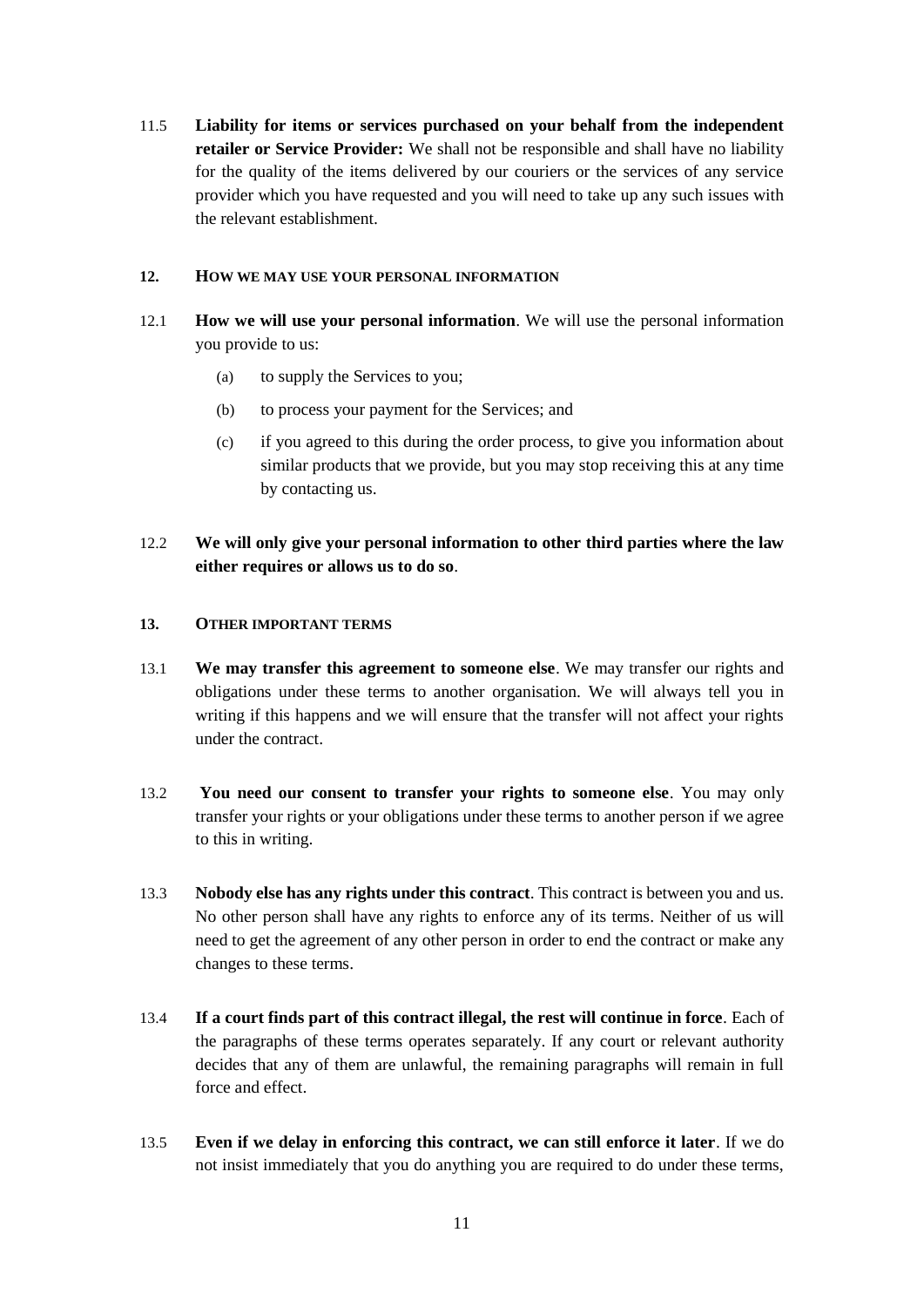11.5 **Liability for items or services purchased on your behalf from the independent retailer or Service Provider:** We shall not be responsible and shall have no liability for the quality of the items delivered by our couriers or the services of any service provider which you have requested and you will need to take up any such issues with the relevant establishment.

## 12. HOW WE MAY USE YOUR PERSONAL INFORMATION

12.1 **How we will use your personal information**. We will use the personal information you provide to us:

(a) to supply the Services to you;

(b) to process your payment for the Services; and

(c) if you agreed to this during the order process, to give you information about similar products that we provide, but you may stop receiving this at any time by contacting us.

12.2 **We will only give your personal information to other third parties where the law either requires or allows us to do so**.

## 13. OTHER IMPORTANT TERMS

13.1 **We may transfer this agreement to someone else**. We may transfer our rights and obligations under these terms to another organisation. We will always tell you in writing if this happens and we will ensure that the transfer will not affect your rights under the contract.

13.2 **You need our consent to transfer your rights to someone else**. You may only transfer your rights or your obligations under these terms to another person if we agree to this in writing.

13.3 **Nobody else has any rights under this contract**. This contract is between you and us. No other person shall have any rights to enforce any of its terms. Neither of us will need to get the agreement of any other person in order to end the contract or make any changes to these terms.

13.4 **If a court finds part of this contract illegal, the rest will continue in force**. Each of the paragraphs of these terms operates separately. If any court or relevant authority decides that any of them are unlawful, the remaining paragraphs will remain in full force and effect.

13.5 **Even if we delay in enforcing this contract, we can still enforce it later**. If we do not insist immediately that you do anything you are required to do under these terms,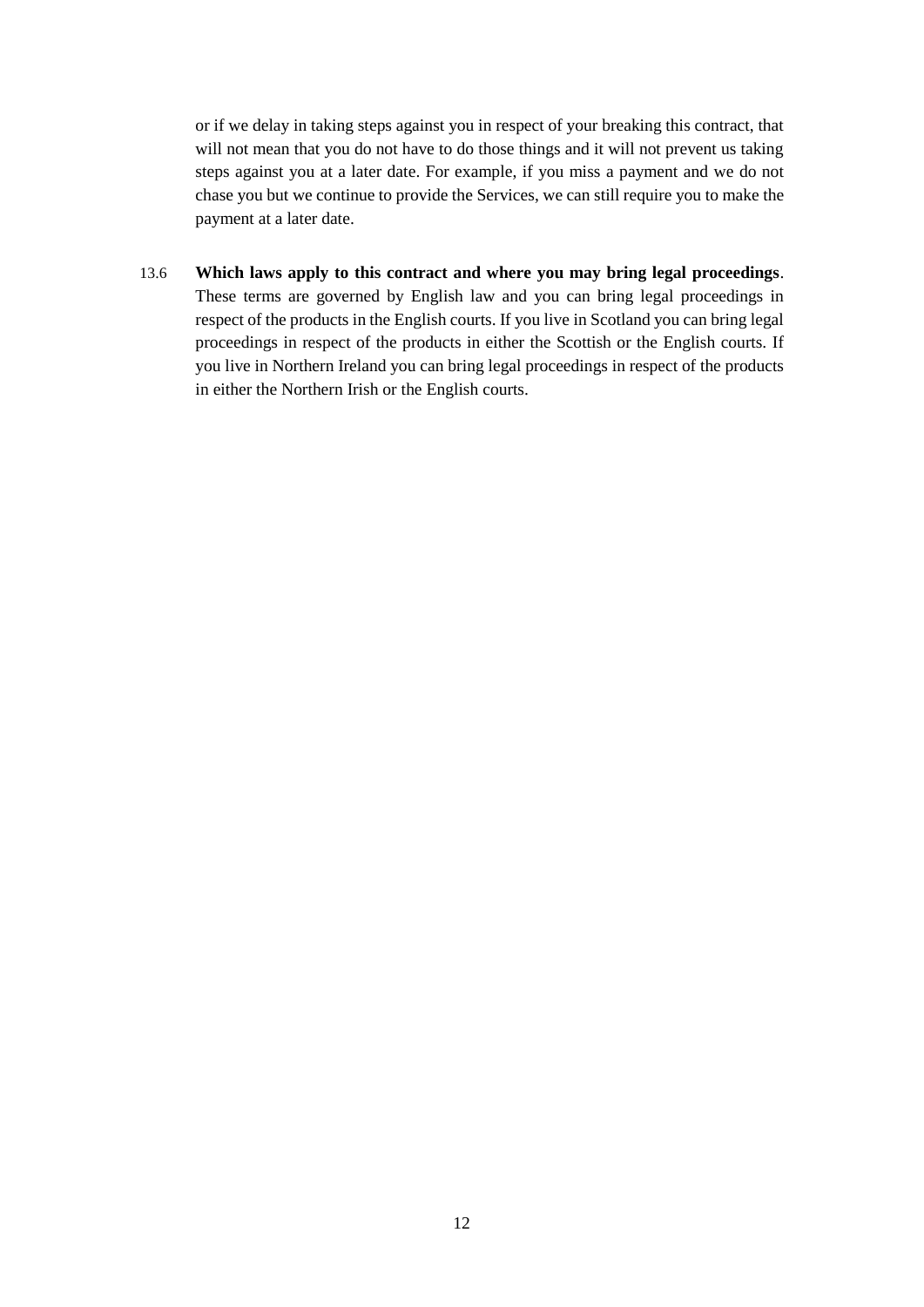or if we delay in taking steps against you in respect of your breaking this contract, that will not mean that you do not have to do those things and it will not prevent us taking steps against you at a later date. For example, if you miss a payment and we do not chase you but we continue to provide the Services, we can still require you to make the payment at a later date.

13.6 **Which laws apply to this contract and where you may bring legal proceedings**. These terms are governed by English law and you can bring legal proceedings in respect of the products in the English courts. If you live in Scotland you can bring legal proceedings in respect of the products in either the Scottish or the English courts. If you live in Northern Ireland you can bring legal proceedings in respect of the products in either the Northern Irish or the English courts.